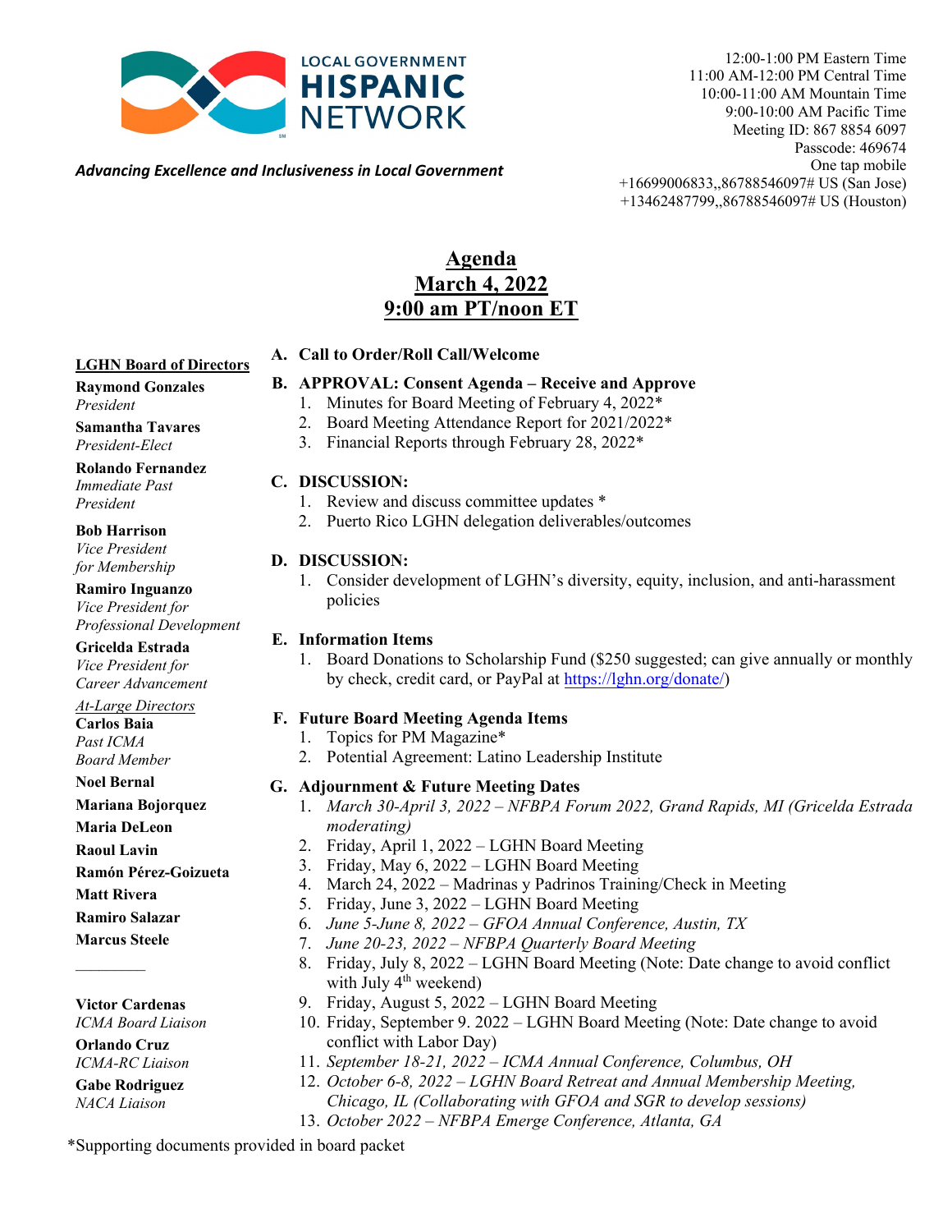**LOCAL GOVERNMENT HISPANIC NETWORK**

*Advancing Excellence and Inclusiveness in Local Government*

12:00-1:00 PM Eastern Time
11:00 AM-12:00 PM Central Time
10:00-11:00 AM Mountain Time
9:00-10:00 AM Pacific Time
Meeting ID: 867 8854 6097
Passcode: 469674
One tap mobile
+16699006833,,86788546097# US (San Jose)
+13462487799,,86788546097# US (Houston)

# Agenda
## March 4, 2022
## 9:00 am PT/noon ET

**LGHN Board of Directors**

**Raymond Gonzales**
*President*

**Samantha Tavares**
*President-Elect*

**Rolando Fernandez**
*Immediate Past President*

**Bob Harrison**
*Vice President for Membership*

**Ramiro Inguanzo**
*Vice President for Professional Development*

**Gricelda Estrada**
*Vice President for Career Advancement*

*At-Large Directors*

**Carlos Baia**
*Past ICMA Board Member*

**Noel Bernal**

**Mariana Bojorquez**

**Maria DeLeon**

**Raoul Lavin**

**Ramón Pérez-Goizueta**

**Matt Rivera**

**Ramiro Salazar**

**Marcus Steele**

---

**Victor Cardenas**
*ICMA Board Liaison*

**Orlando Cruz**
*ICMA-RC Liaison*

**Gabe Rodriguez**
*NACA Liaison*

**A. Call to Order/Roll Call/Welcome**

**B. APPROVAL: Consent Agenda – Receive and Approve**
1. Minutes for Board Meeting of February 4, 2022*
2. Board Meeting Attendance Report for 2021/2022*
3. Financial Reports through February 28, 2022*

**C. DISCUSSION:**
1. Review and discuss committee updates *
2. Puerto Rico LGHN delegation deliverables/outcomes

**D. DISCUSSION:**
1. Consider development of LGHN's diversity, equity, inclusion, and anti-harassment policies

**E. Information Items**
1. Board Donations to Scholarship Fund ($250 suggested; can give annually or monthly by check, credit card, or PayPal at https://lghn.org/donate/)

**F. Future Board Meeting Agenda Items**
1. Topics for PM Magazine*
2. Potential Agreement: Latino Leadership Institute

**G. Adjournment & Future Meeting Dates**
1. *March 30-April 3, 2022 – NFBPA Forum 2022, Grand Rapids, MI (Gricelda Estrada moderating)*
2. Friday, April 1, 2022 – LGHN Board Meeting
3. Friday, May 6, 2022 – LGHN Board Meeting
4. March 24, 2022 – Madrinas y Padrinos Training/Check in Meeting
5. Friday, June 3, 2022 – LGHN Board Meeting
6. *June 5-June 8, 2022 – GFOA Annual Conference, Austin, TX*
7. *June 20-23, 2022 – NFBPA Quarterly Board Meeting*
8. Friday, July 8, 2022 – LGHN Board Meeting (Note: Date change to avoid conflict with July 4th weekend)
9. Friday, August 5, 2022 – LGHN Board Meeting
10. Friday, September 9. 2022 – LGHN Board Meeting (Note: Date change to avoid conflict with Labor Day)
11. *September 18-21, 2022 – ICMA Annual Conference, Columbus, OH*
12. *October 6-8, 2022 – LGHN Board Retreat and Annual Membership Meeting, Chicago, IL (Collaborating with GFOA and SGR to develop sessions)*
13. *October 2022 – NFBPA Emerge Conference, Atlanta, GA*

*Supporting documents provided in board packet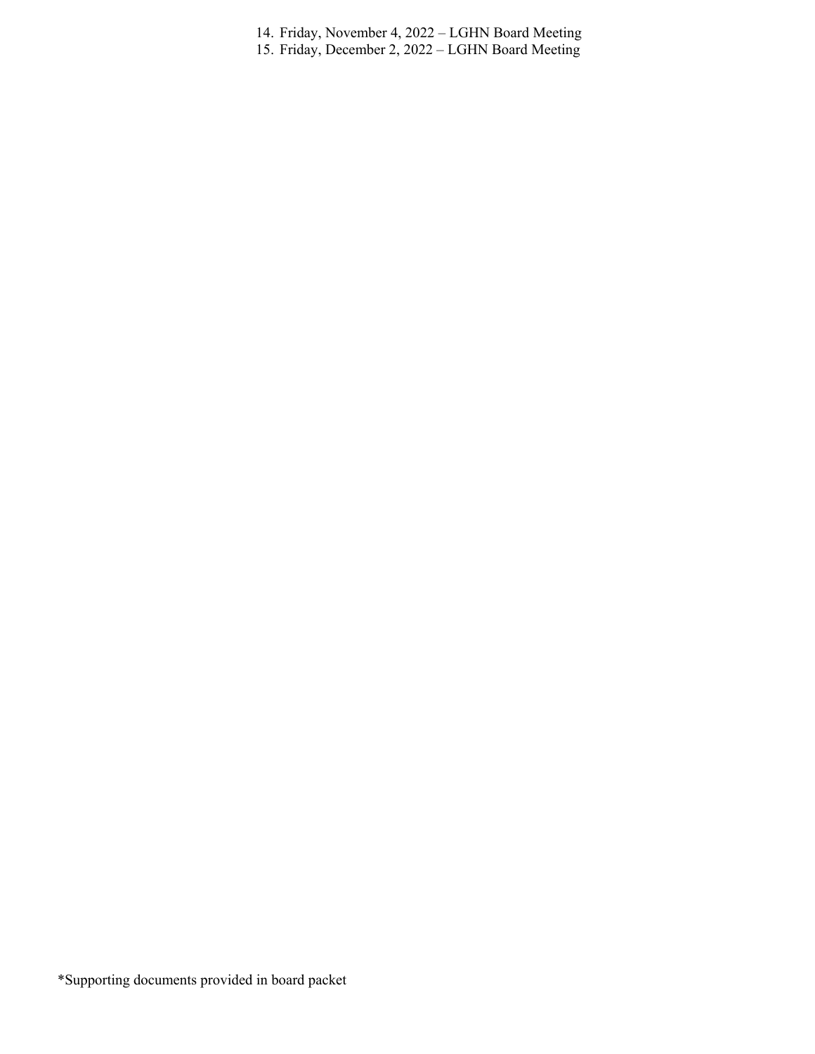14. Friday, November 4, 2022 – LGHN Board Meeting
15. Friday, December 2, 2022 – LGHN Board Meeting

*Supporting documents provided in board packet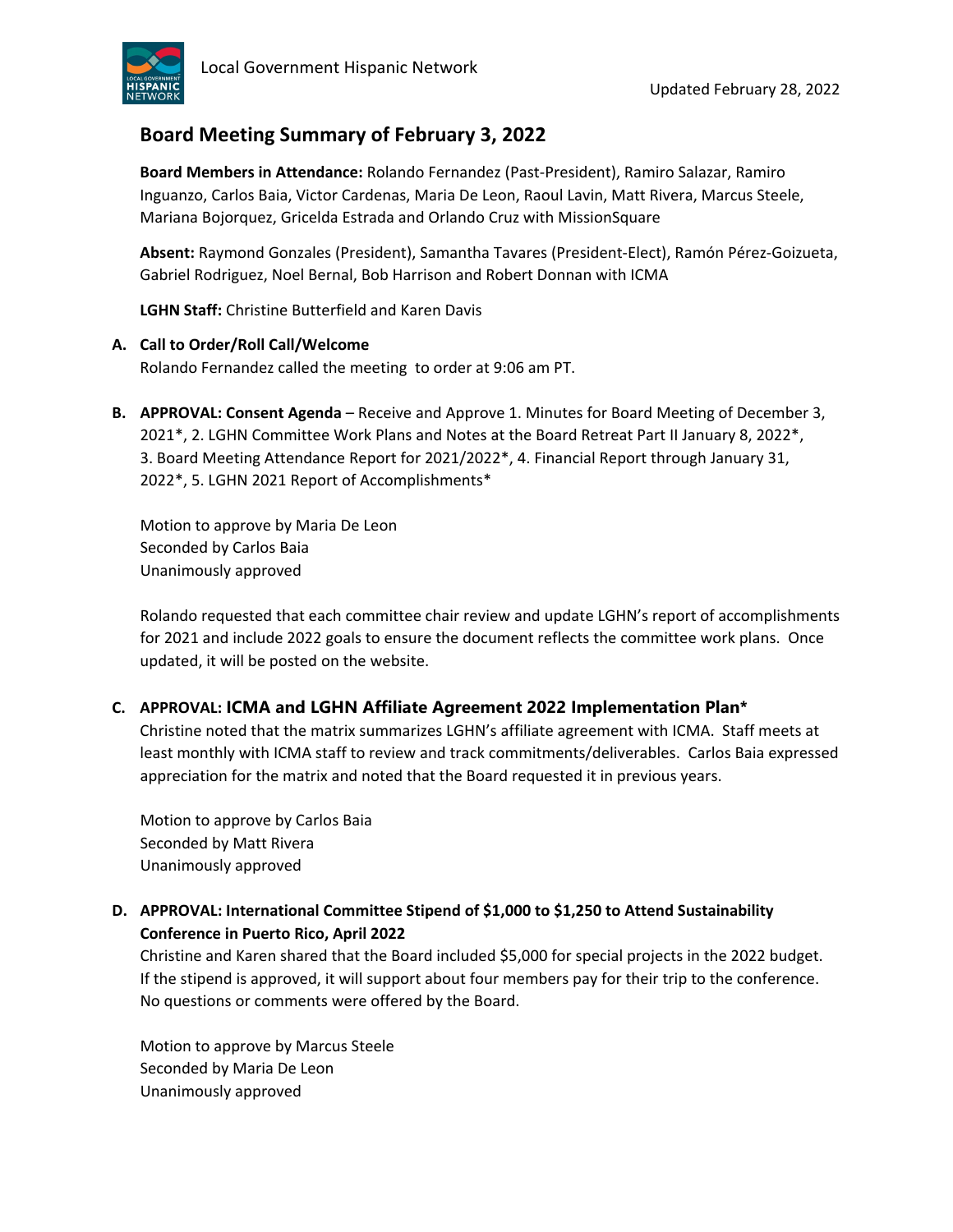Local Government Hispanic Network

Updated February 28, 2022

## Board Meeting Summary of February 3, 2022

**Board Members in Attendance:** Rolando Fernandez (Past-President), Ramiro Salazar, Ramiro Inguanzo, Carlos Baia, Victor Cardenas, Maria De Leon, Raoul Lavin, Matt Rivera, Marcus Steele, Mariana Bojorquez, Gricelda Estrada and Orlando Cruz with MissionSquare

**Absent:** Raymond Gonzales (President), Samantha Tavares (President-Elect), Ramón Pérez-Goizueta, Gabriel Rodriguez, Noel Bernal, Bob Harrison and Robert Donnan with ICMA

**LGHN Staff:** Christine Butterfield and Karen Davis

**A. Call to Order/Roll Call/Welcome**

Rolando Fernandez called the meeting to order at 9:06 am PT.

**B. APPROVAL: Consent Agenda** – Receive and Approve 1. Minutes for Board Meeting of December 3, 2021*, 2. LGHN Committee Work Plans and Notes at the Board Retreat Part II January 8, 2022*, 3. Board Meeting Attendance Report for 2021/2022*, 4. Financial Report through January 31, 2022*, 5. LGHN 2021 Report of Accomplishments*

Motion to approve by Maria De Leon
Seconded by Carlos Baia
Unanimously approved

Rolando requested that each committee chair review and update LGHN's report of accomplishments for 2021 and include 2022 goals to ensure the document reflects the committee work plans. Once updated, it will be posted on the website.

**C. APPROVAL: ICMA and LGHN Affiliate Agreement 2022 Implementation Plan***

Christine noted that the matrix summarizes LGHN's affiliate agreement with ICMA. Staff meets at least monthly with ICMA staff to review and track commitments/deliverables. Carlos Baia expressed appreciation for the matrix and noted that the Board requested it in previous years.

Motion to approve by Carlos Baia
Seconded by Matt Rivera
Unanimously approved

**D. APPROVAL: International Committee Stipend of $1,000 to $1,250 to Attend Sustainability Conference in Puerto Rico, April 2022**

Christine and Karen shared that the Board included $5,000 for special projects in the 2022 budget. If the stipend is approved, it will support about four members pay for their trip to the conference. No questions or comments were offered by the Board.

Motion to approve by Marcus Steele
Seconded by Maria De Leon
Unanimously approved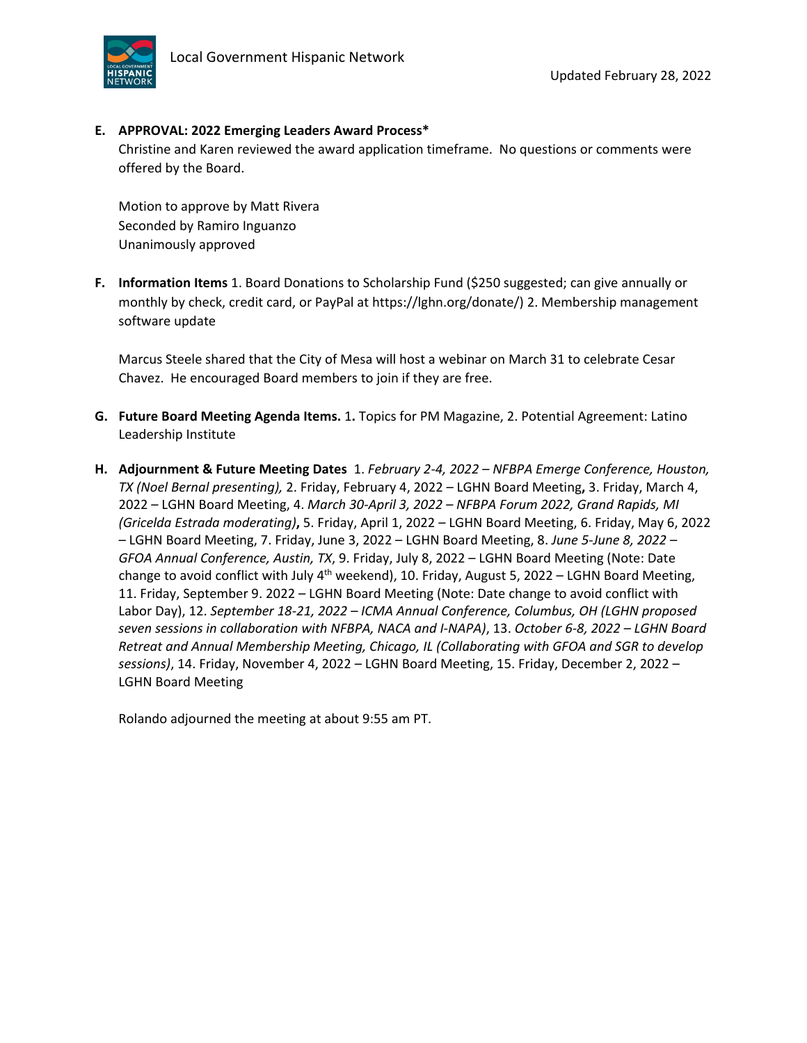**E. APPROVAL: 2022 Emerging Leaders Award Process***

Christine and Karen reviewed the award application timeframe. No questions or comments were offered by the Board.

Motion to approve by Matt Rivera
Seconded by Ramiro Inguanzo
Unanimously approved

**F. Information Items** 1. Board Donations to Scholarship Fund ($250 suggested; can give annually or monthly by check, credit card, or PayPal at https://lghn.org/donate/) 2. Membership management software update

Marcus Steele shared that the City of Mesa will host a webinar on March 31 to celebrate Cesar Chavez. He encouraged Board members to join if they are free.

**G. Future Board Meeting Agenda Items.** 1**.** Topics for PM Magazine, 2. Potential Agreement: Latino Leadership Institute

**H. Adjournment & Future Meeting Dates** 1. *February 2-4, 2022 – NFBPA Emerge Conference, Houston, TX (Noel Bernal presenting),* 2. Friday, February 4, 2022 – LGHN Board Meeting**,** 3. Friday, March 4, 2022 – LGHN Board Meeting, 4. *March 30-April 3, 2022 – NFBPA Forum 2022, Grand Rapids, MI (Gricelda Estrada moderating)***,** 5. Friday, April 1, 2022 – LGHN Board Meeting, 6. Friday, May 6, 2022 – LGHN Board Meeting, 7. Friday, June 3, 2022 – LGHN Board Meeting, 8. *June 5-June 8, 2022 – GFOA Annual Conference, Austin, TX*, 9. Friday, July 8, 2022 – LGHN Board Meeting (Note: Date change to avoid conflict with July 4th weekend), 10. Friday, August 5, 2022 – LGHN Board Meeting, 11. Friday, September 9. 2022 – LGHN Board Meeting (Note: Date change to avoid conflict with Labor Day), 12. *September 18-21, 2022 – ICMA Annual Conference, Columbus, OH (LGHN proposed seven sessions in collaboration with NFBPA, NACA and I-NAPA)*, 13. *October 6-8, 2022 – LGHN Board Retreat and Annual Membership Meeting, Chicago, IL (Collaborating with GFOA and SGR to develop sessions)*, 14. Friday, November 4, 2022 – LGHN Board Meeting, 15. Friday, December 2, 2022 – LGHN Board Meeting

Rolando adjourned the meeting at about 9:55 am PT.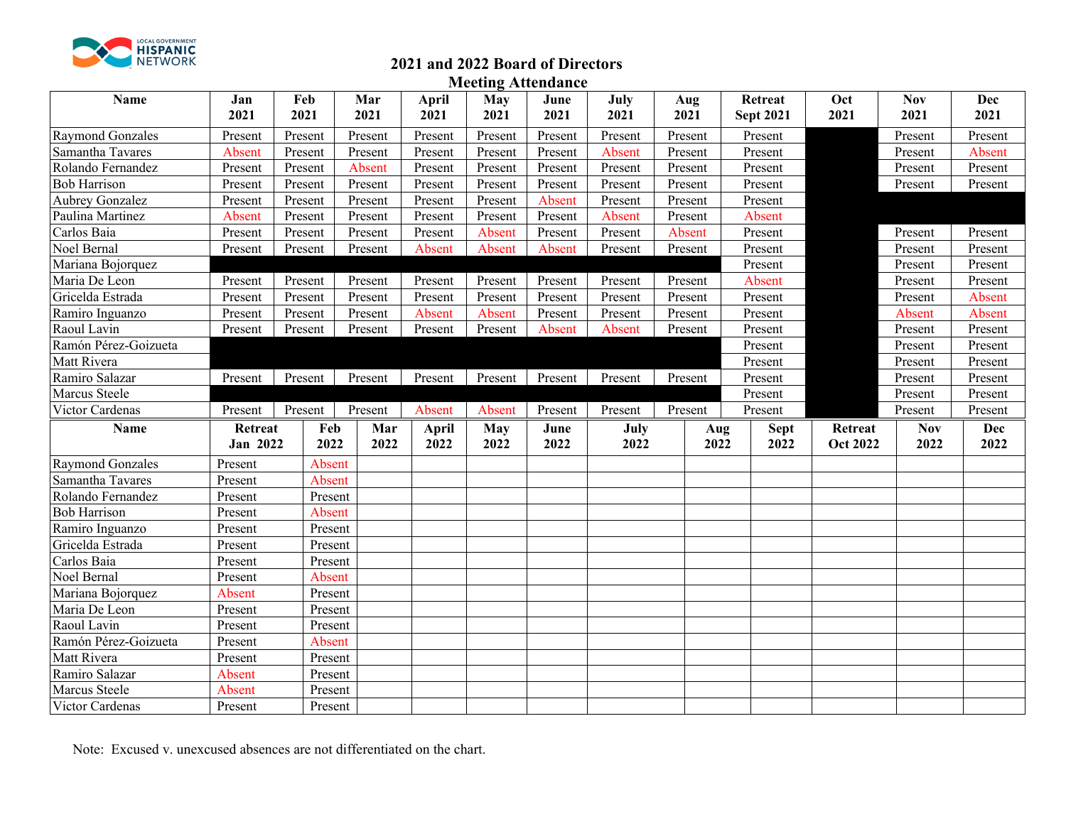# 2021 and 2022 Board of Directors Meeting Attendance

| Name | Jan 2021 | Feb 2021 | Mar 2021 | April 2021 | May 2021 | June 2021 | July 2021 | Aug 2021 | Retreat Sept 2021 | Oct 2021 | Nov 2021 | Dec 2021 |
|---|---|---|---|---|---|---|---|---|---|---|---|---|
| Raymond Gonzales | Present | Present | Present | Present | Present | Present | Present | Present | Present | | Present | Present |
| Samantha Tavares | Absent | Present | Present | Present | Present | Present | Absent | Present | Present | | Present | Absent |
| Rolando Fernandez | Present | Present | Absent | Present | Present | Present | Present | Present | Present | | Present | Present |
| Bob Harrison | Present | Present | Present | Present | Present | Present | Present | Present | Present | | Present | Present |
| Aubrey Gonzalez | Present | Present | Present | Present | Present | Absent | Present | Present | Present | | | |
| Paulina Martinez | Absent | Present | Present | Present | Present | Present | Absent | Present | Absent | | | |
| Carlos Baia | Present | Present | Present | Present | Absent | Present | Present | Absent | Present | | Present | Present |
| Noel Bernal | Present | Present | Present | Absent | Absent | Absent | Present | Present | Present | | Present | Present |
| Mariana Bojorquez | | | | | | | | | Present | | Present | Present |
| Maria De Leon | Present | Present | Present | Present | Present | Present | Present | Present | Absent | | Present | Present |
| Gricelda Estrada | Present | Present | Present | Present | Present | Present | Present | Present | Present | | Present | Absent |
| Ramiro Inguanzo | Present | Present | Present | Absent | Absent | Present | Present | Present | Present | | Absent | Absent |
| Raoul Lavin | Present | Present | Present | Present | Present | Absent | Absent | Present | Present | | Present | Present |
| Ramón Pérez-Goizueta | | | | | | | | | Present | | Present | Present |
| Matt Rivera | | | | | | | | | Present | | Present | Present |
| Ramiro Salazar | Present | Present | Present | Present | Present | Present | Present | Present | Present | | Present | Present |
| Marcus Steele | | | | | | | | | Present | | Present | Present |
| Victor Cardenas | Present | Present | Present | Absent | Absent | Present | Present | Present | Present | | Present | Present |

| Name | Retreat Jan 2022 | Feb 2022 | Mar 2022 | April 2022 | May 2022 | June 2022 | July 2022 | Aug 2022 | Sept 2022 | Retreat Oct 2022 | Nov 2022 | Dec 2022 |
|---|---|---|---|---|---|---|---|---|---|---|---|---|
| Raymond Gonzales | Present | Absent | | | | | | | | | | |
| Samantha Tavares | Present | Absent | | | | | | | | | | |
| Rolando Fernandez | Present | Present | | | | | | | | | | |
| Bob Harrison | Present | Absent | | | | | | | | | | |
| Ramiro Inguanzo | Present | Present | | | | | | | | | | |
| Gricelda Estrada | Present | Present | | | | | | | | | | |
| Carlos Baia | Present | Present | | | | | | | | | | |
| Noel Bernal | Present | Absent | | | | | | | | | | |
| Mariana Bojorquez | Absent | Present | | | | | | | | | | |
| Maria De Leon | Present | Present | | | | | | | | | | |
| Raoul Lavin | Present | Present | | | | | | | | | | |
| Ramón Pérez-Goizueta | Present | Absent | | | | | | | | | | |
| Matt Rivera | Present | Present | | | | | | | | | | |
| Ramiro Salazar | Absent | Present | | | | | | | | | | |
| Marcus Steele | Absent | Present | | | | | | | | | | |
| Victor Cardenas | Present | Present | | | | | | | | | | |

Note: Excused v. unexcused absences are not differentiated on the chart.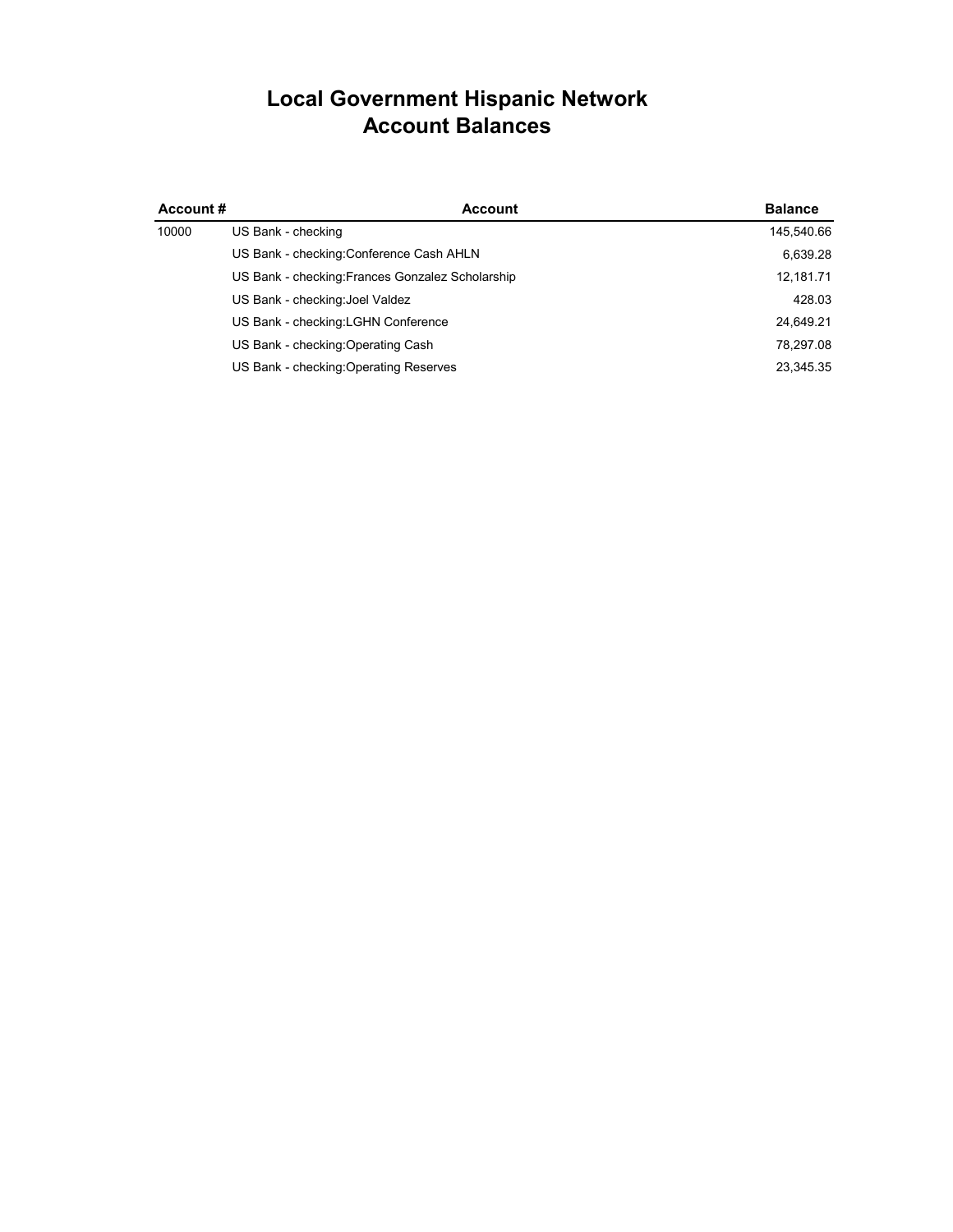# Local Government Hispanic Network
## Account Balances

| Account # | Account | Balance |
|---|---|---|
| 10000 | US Bank - checking | 145,540.66 |
| | US Bank - checking:Conference Cash AHLN | 6,639.28 |
| | US Bank - checking:Frances Gonzalez Scholarship | 12,181.71 |
| | US Bank - checking:Joel Valdez | 428.03 |
| | US Bank - checking:LGHN Conference | 24,649.21 |
| | US Bank - checking:Operating Cash | 78,297.08 |
| | US Bank - checking:Operating Reserves | 23,345.35 |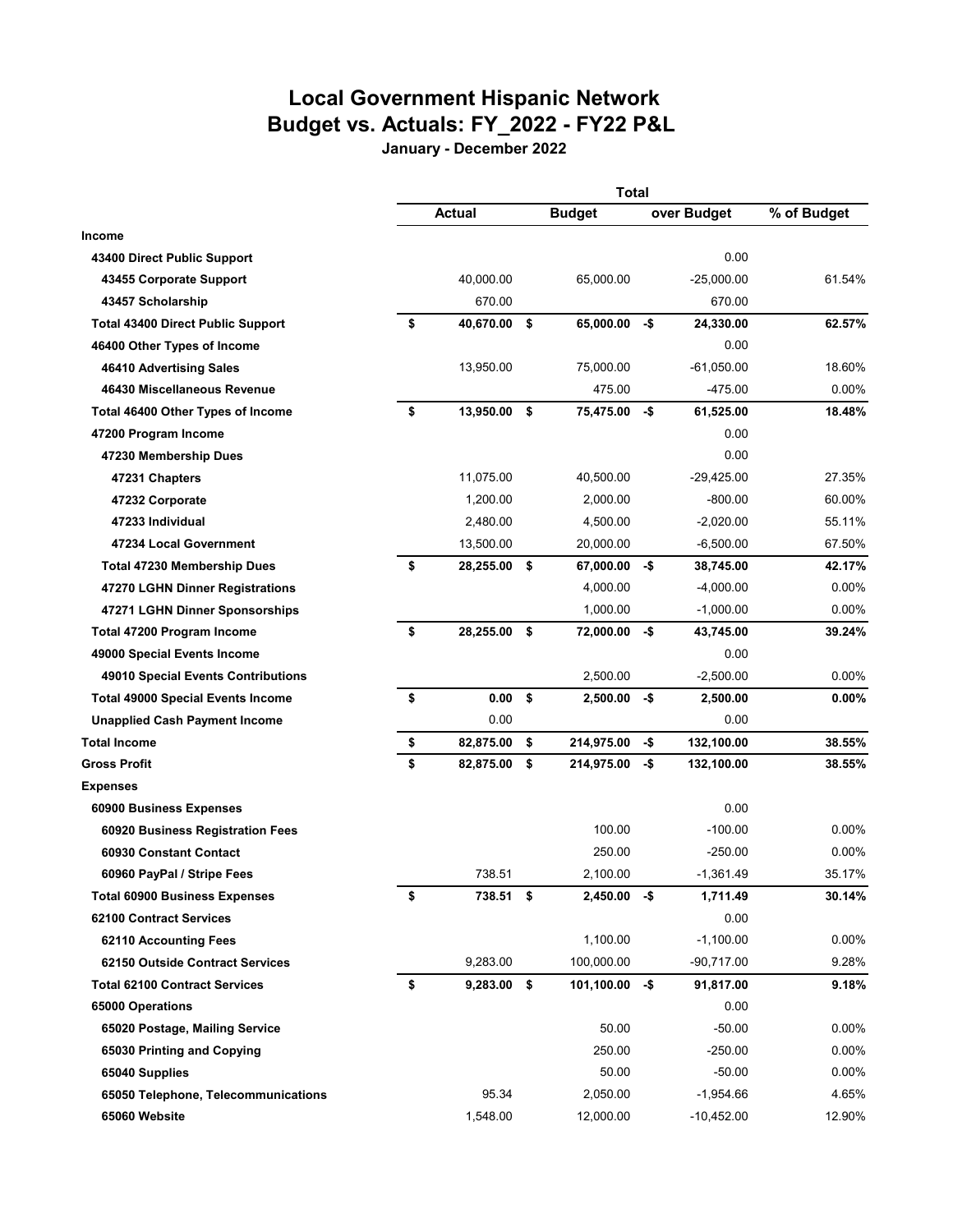# Local Government Hispanic Network
# Budget vs. Actuals: FY_2022 - FY22 P&L

**January - December 2022**

| | Total | | | |
|---|---|---|---|---|
| | **Actual** | **Budget** | **over Budget** | **% of Budget** |
| **Income** | | | | |
| **43400 Direct Public Support** | | | 0.00 | |
| **43455 Corporate Support** | 40,000.00 | 65,000.00 | -25,000.00 | 61.54% |
| **43457 Scholarship** | 670.00 | | 670.00 | |
| **Total 43400 Direct Public Support** | **$ 40,670.00** | **$ 65,000.00** | **-$ 24,330.00** | **62.57%** |
| **46400 Other Types of Income** | | | 0.00 | |
| **46410 Advertising Sales** | 13,950.00 | 75,000.00 | -61,050.00 | 18.60% |
| **46430 Miscellaneous Revenue** | | 475.00 | -475.00 | 0.00% |
| **Total 46400 Other Types of Income** | **$ 13,950.00** | **$ 75,475.00** | **-$ 61,525.00** | **18.48%** |
| **47200 Program Income** | | | 0.00 | |
| **47230 Membership Dues** | | | 0.00 | |
| **47231 Chapters** | 11,075.00 | 40,500.00 | -29,425.00 | 27.35% |
| **47232 Corporate** | 1,200.00 | 2,000.00 | -800.00 | 60.00% |
| **47233 Individual** | 2,480.00 | 4,500.00 | -2,020.00 | 55.11% |
| **47234 Local Government** | 13,500.00 | 20,000.00 | -6,500.00 | 67.50% |
| **Total 47230 Membership Dues** | **$ 28,255.00** | **$ 67,000.00** | **-$ 38,745.00** | **42.17%** |
| **47270 LGHN Dinner Registrations** | | 4,000.00 | -4,000.00 | 0.00% |
| **47271 LGHN Dinner Sponsorships** | | 1,000.00 | -1,000.00 | 0.00% |
| **Total 47200 Program Income** | **$ 28,255.00** | **$ 72,000.00** | **-$ 43,745.00** | **39.24%** |
| **49000 Special Events Income** | | | 0.00 | |
| **49010 Special Events Contributions** | | 2,500.00 | -2,500.00 | 0.00% |
| **Total 49000 Special Events Income** | **$ 0.00** | **$ 2,500.00** | **-$ 2,500.00** | **0.00%** |
| **Unapplied Cash Payment Income** | 0.00 | | 0.00 | |
| **Total Income** | **$ 82,875.00** | **$ 214,975.00** | **-$ 132,100.00** | **38.55%** |
| **Gross Profit** | **$ 82,875.00** | **$ 214,975.00** | **-$ 132,100.00** | **38.55%** |
| **Expenses** | | | | |
| **60900 Business Expenses** | | | 0.00 | |
| **60920 Business Registration Fees** | | 100.00 | -100.00 | 0.00% |
| **60930 Constant Contact** | | 250.00 | -250.00 | 0.00% |
| **60960 PayPal / Stripe Fees** | 738.51 | 2,100.00 | -1,361.49 | 35.17% |
| **Total 60900 Business Expenses** | **$ 738.51** | **$ 2,450.00** | **-$ 1,711.49** | **30.14%** |
| **62100 Contract Services** | | | 0.00 | |
| **62110 Accounting Fees** | | 1,100.00 | -1,100.00 | 0.00% |
| **62150 Outside Contract Services** | 9,283.00 | 100,000.00 | -90,717.00 | 9.28% |
| **Total 62100 Contract Services** | **$ 9,283.00** | **$ 101,100.00** | **-$ 91,817.00** | **9.18%** |
| **65000 Operations** | | | 0.00 | |
| **65020 Postage, Mailing Service** | | 50.00 | -50.00 | 0.00% |
| **65030 Printing and Copying** | | 250.00 | -250.00 | 0.00% |
| **65040 Supplies** | | 50.00 | -50.00 | 0.00% |
| **65050 Telephone, Telecommunications** | 95.34 | 2,050.00 | -1,954.66 | 4.65% |
| **65060 Website** | 1,548.00 | 12,000.00 | -10,452.00 | 12.90% |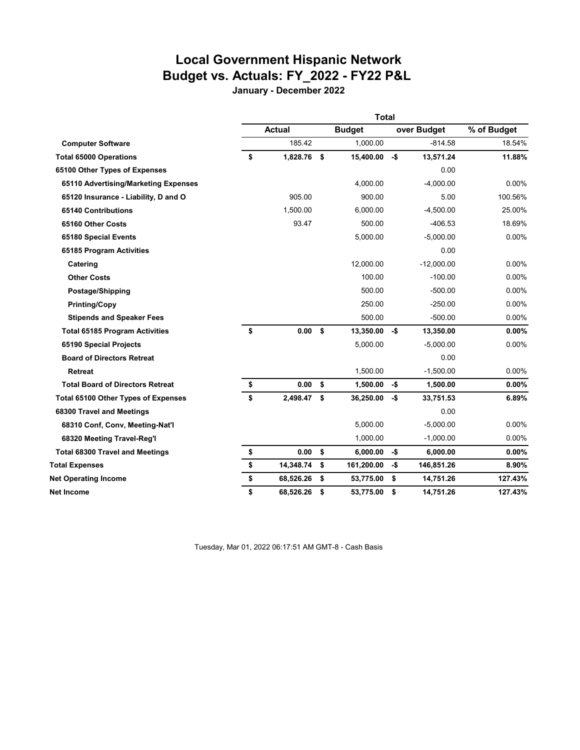# Local Government Hispanic Network
# Budget vs. Actuals: FY_2022 - FY22 P&L

**January - December 2022**

| | Total | | | |
|---|---|---|---|---|
| | **Actual** | **Budget** | **over Budget** | **% of Budget** |
| **Computer Software** | 185.42 | 1,000.00 | -814.58 | 18.54% |
| **Total 65000 Operations** | **$ 1,828.76** | **$ 15,400.00** | **-$ 13,571.24** | **11.88%** |
| **65100 Other Types of Expenses** | | | 0.00 | |
| **65110 Advertising/Marketing Expenses** | | 4,000.00 | -4,000.00 | 0.00% |
| **65120 Insurance - Liability, D and O** | 905.00 | 900.00 | 5.00 | 100.56% |
| **65140 Contributions** | 1,500.00 | 6,000.00 | -4,500.00 | 25.00% |
| **65160 Other Costs** | 93.47 | 500.00 | -406.53 | 18.69% |
| **65180 Special Events** | | 5,000.00 | -5,000.00 | 0.00% |
| **65185 Program Activities** | | | 0.00 | |
| **Catering** | | 12,000.00 | -12,000.00 | 0.00% |
| **Other Costs** | | 100.00 | -100.00 | 0.00% |
| **Postage/Shipping** | | 500.00 | -500.00 | 0.00% |
| **Printing/Copy** | | 250.00 | -250.00 | 0.00% |
| **Stipends and Speaker Fees** | | 500.00 | -500.00 | 0.00% |
| **Total 65185 Program Activities** | **$ 0.00** | **$ 13,350.00** | **-$ 13,350.00** | **0.00%** |
| **65190 Special Projects** | | 5,000.00 | -5,000.00 | 0.00% |
| **Board of Directors Retreat** | | | 0.00 | |
| **Retreat** | | 1,500.00 | -1,500.00 | 0.00% |
| **Total Board of Directors Retreat** | **$ 0.00** | **$ 1,500.00** | **-$ 1,500.00** | **0.00%** |
| **Total 65100 Other Types of Expenses** | **$ 2,498.47** | **$ 36,250.00** | **-$ 33,751.53** | **6.89%** |
| **68300 Travel and Meetings** | | | 0.00 | |
| **68310 Conf, Conv, Meeting-Nat'l** | | 5,000.00 | -5,000.00 | 0.00% |
| **68320 Meeting Travel-Reg'l** | | 1,000.00 | -1,000.00 | 0.00% |
| **Total 68300 Travel and Meetings** | **$ 0.00** | **$ 6,000.00** | **-$ 6,000.00** | **0.00%** |
| **Total Expenses** | **$ 14,348.74** | **$ 161,200.00** | **-$ 146,851.26** | **8.90%** |
| **Net Operating Income** | **$ 68,526.26** | **$ 53,775.00** | **$ 14,751.26** | **127.43%** |
| **Net Income** | **$ 68,526.26** | **$ 53,775.00** | **$ 14,751.26** | **127.43%** |

Tuesday, Mar 01, 2022 06:17:51 AM GMT-8 - Cash Basis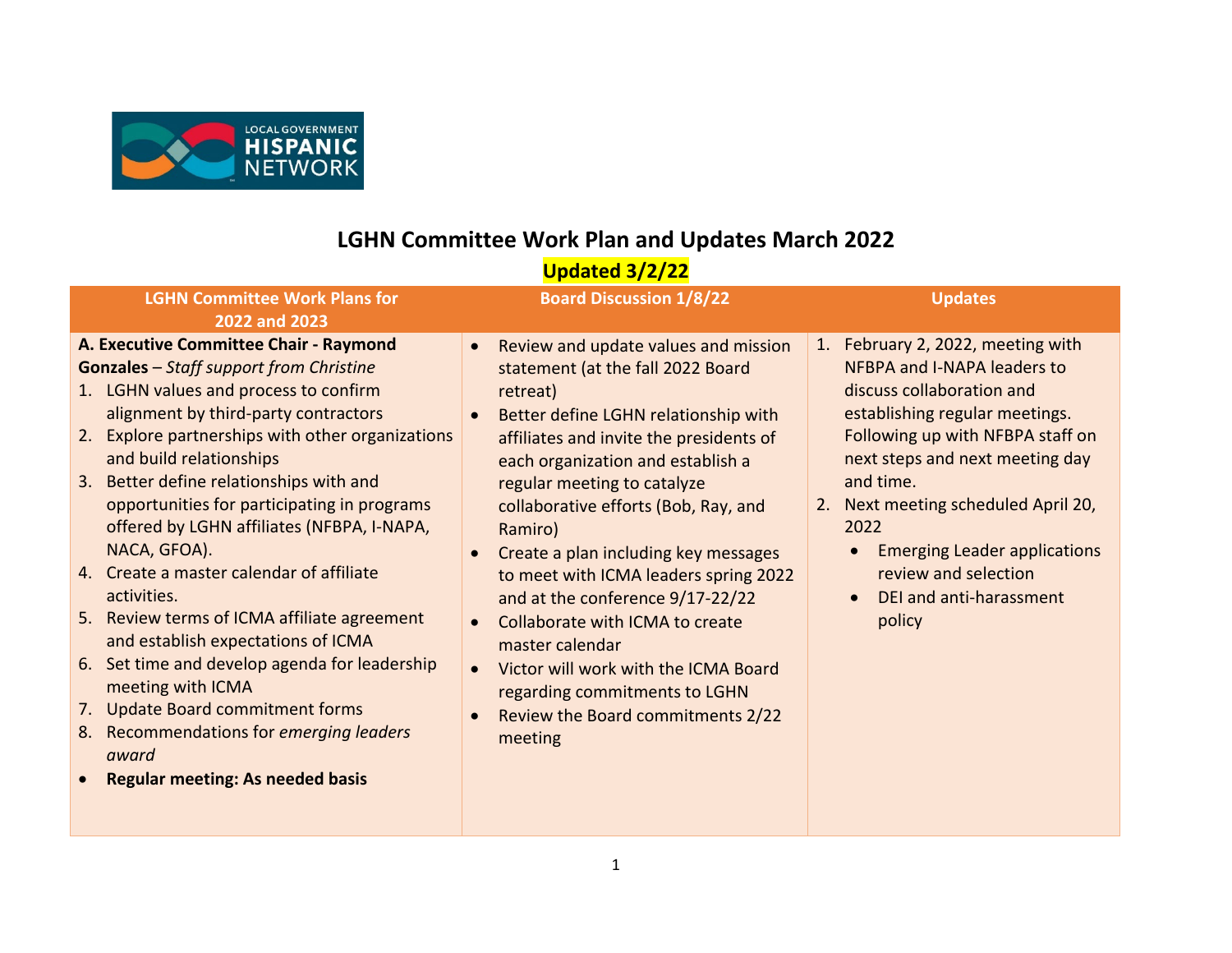# LGHN Committee Work Plan and Updates March 2022

**Updated 3/2/22**

| LGHN Committee Work Plans for 2022 and 2023 | Board Discussion 1/8/22 | Updates |
|---|---|---|
| **A. Executive Committee Chair - Raymond Gonzales** – *Staff support from Christine*<br>1. LGHN values and process to confirm alignment by third-party contractors<br>2. Explore partnerships with other organizations and build relationships<br>3. Better define relationships with and opportunities for participating in programs offered by LGHN affiliates (NFBPA, I-NAPA, NACA, GFOA).<br>4. Create a master calendar of affiliate activities.<br>5. Review terms of ICMA affiliate agreement and establish expectations of ICMA<br>6. Set time and develop agenda for leadership meeting with ICMA<br>7. Update Board commitment forms<br>8. Recommendations for *emerging leaders award*<br>• **Regular meeting: As needed basis** | • Review and update values and mission statement (at the fall 2022 Board retreat)<br>• Better define LGHN relationship with affiliates and invite the presidents of each organization and establish a regular meeting to catalyze collaborative efforts (Bob, Ray, and Ramiro)<br>• Create a plan including key messages to meet with ICMA leaders spring 2022 and at the conference 9/17-22/22<br>• Collaborate with ICMA to create master calendar<br>• Victor will work with the ICMA Board regarding commitments to LGHN<br>• Review the Board commitments 2/22 meeting | 1. February 2, 2022, meeting with NFBPA and I-NAPA leaders to discuss collaboration and establishing regular meetings. Following up with NFBPA staff on next steps and next meeting day and time.<br>2. Next meeting scheduled April 20, 2022<br>• Emerging Leader applications review and selection<br>• DEI and anti-harassment policy |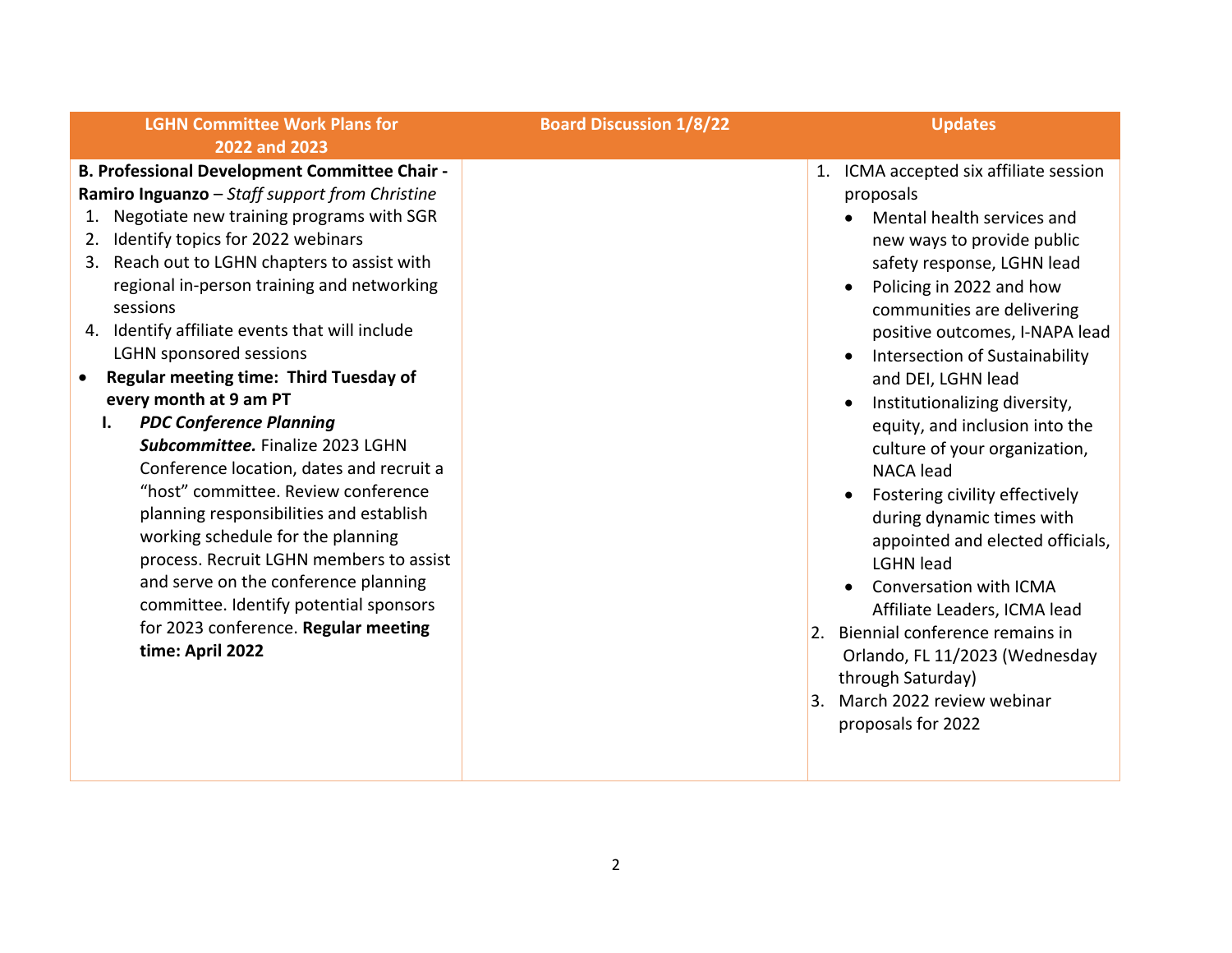| LGHN Committee Work Plans for 2022 and 2023 | Board Discussion 1/8/22 | Updates |
|---|---|---|
| **B. Professional Development Committee Chair - Ramiro Inguanzo** – *Staff support from Christine*<br>1. Negotiate new training programs with SGR<br>2. Identify topics for 2022 webinars<br>3. Reach out to LGHN chapters to assist with regional in-person training and networking sessions<br>4. Identify affiliate events that will include LGHN sponsored sessions<br>• **Regular meeting time: Third Tuesday of every month at 9 am PT**<br>I. ***PDC Conference Planning Subcommittee.*** Finalize 2023 LGHN Conference location, dates and recruit a "host" committee. Review conference planning responsibilities and establish working schedule for the planning process. Recruit LGHN members to assist and serve on the conference planning committee. Identify potential sponsors for 2023 conference. **Regular meeting time: April 2022** | | 1. ICMA accepted six affiliate session proposals<br>• Mental health services and new ways to provide public safety response, LGHN lead<br>• Policing in 2022 and how communities are delivering positive outcomes, I-NAPA lead<br>• Intersection of Sustainability and DEI, LGHN lead<br>• Institutionalizing diversity, equity, and inclusion into the culture of your organization, NACA lead<br>• Fostering civility effectively during dynamic times with appointed and elected officials, LGHN lead<br>• Conversation with ICMA Affiliate Leaders, ICMA lead<br>2. Biennial conference remains in Orlando, FL 11/2023 (Wednesday through Saturday)<br>3. March 2022 review webinar proposals for 2022 |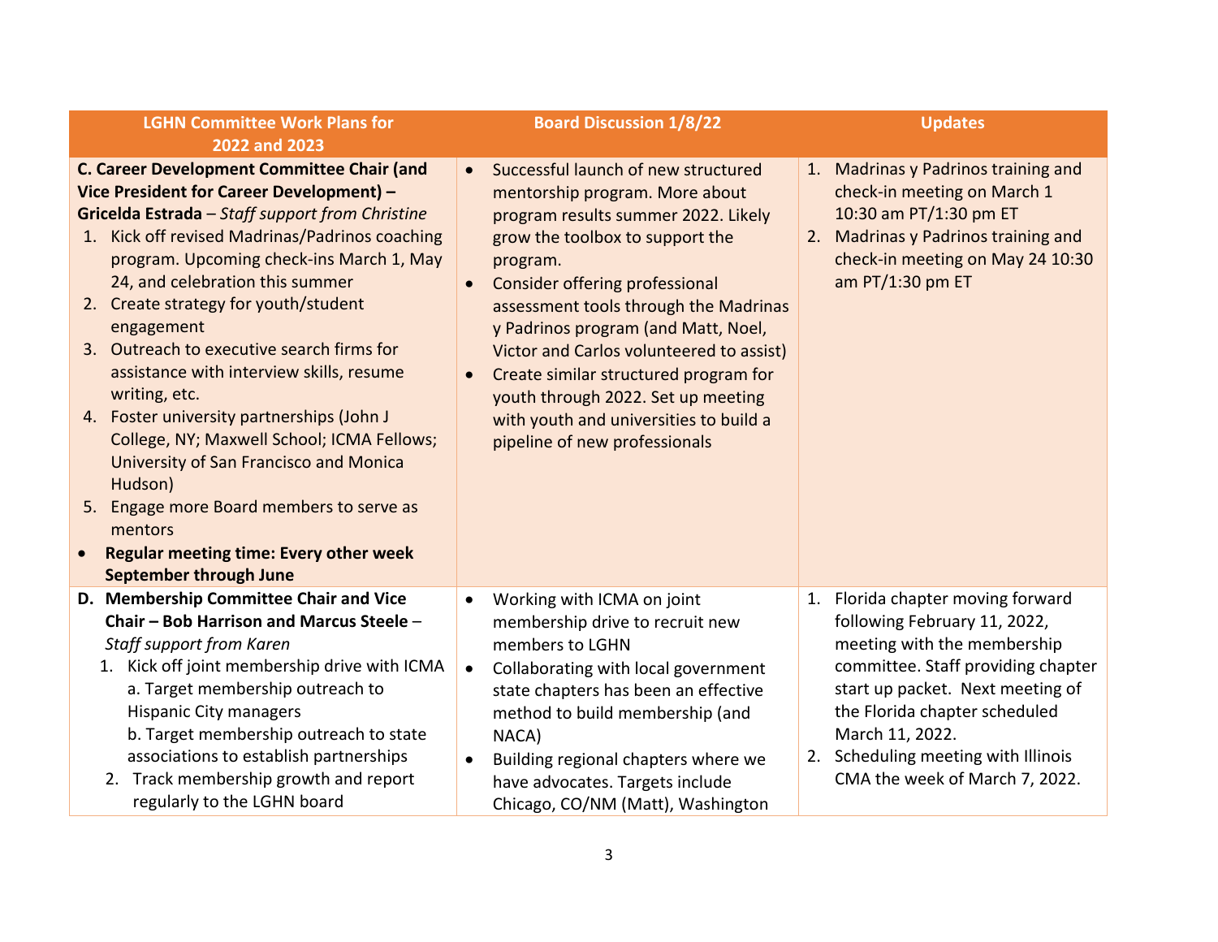| LGHN Committee Work Plans for 2022 and 2023 | Board Discussion 1/8/22 | Updates |
|---|---|---|
| **C. Career Development Committee Chair (and Vice President for Career Development) – Gricelda Estrada** – *Staff support from Christine*<br>1. Kick off revised Madrinas/Padrinos coaching program. Upcoming check-ins March 1, May 24, and celebration this summer<br>2. Create strategy for youth/student engagement<br>3. Outreach to executive search firms for assistance with interview skills, resume writing, etc.<br>4. Foster university partnerships (John J College, NY; Maxwell School; ICMA Fellows; University of San Francisco and Monica Hudson)<br>5. Engage more Board members to serve as mentors<br>• **Regular meeting time: Every other week September through June** | • Successful launch of new structured mentorship program. More about program results summer 2022. Likely grow the toolbox to support the program.<br>• Consider offering professional assessment tools through the Madrinas y Padrinos program (and Matt, Noel, Victor and Carlos volunteered to assist)<br>• Create similar structured program for youth through 2022. Set up meeting with youth and universities to build a pipeline of new professionals | 1. Madrinas y Padrinos training and check-in meeting on March 1 10:30 am PT/1:30 pm ET<br>2. Madrinas y Padrinos training and check-in meeting on May 24 10:30 am PT/1:30 pm ET |
| **D. Membership Committee Chair and Vice Chair – Bob Harrison and Marcus Steele** – *Staff support from Karen*<br>1. Kick off joint membership drive with ICMA<br>a. Target membership outreach to Hispanic City managers<br>b. Target membership outreach to state associations to establish partnerships<br>2. Track membership growth and report regularly to the LGHN board | • Working with ICMA on joint membership drive to recruit new members to LGHN<br>• Collaborating with local government state chapters has been an effective method to build membership (and NACA)<br>• Building regional chapters where we have advocates. Targets include Chicago, CO/NM (Matt), Washington | 1. Florida chapter moving forward following February 11, 2022, meeting with the membership committee. Staff providing chapter start up packet. Next meeting of the Florida chapter scheduled March 11, 2022.<br>2. Scheduling meeting with Illinois CMA the week of March 7, 2022. |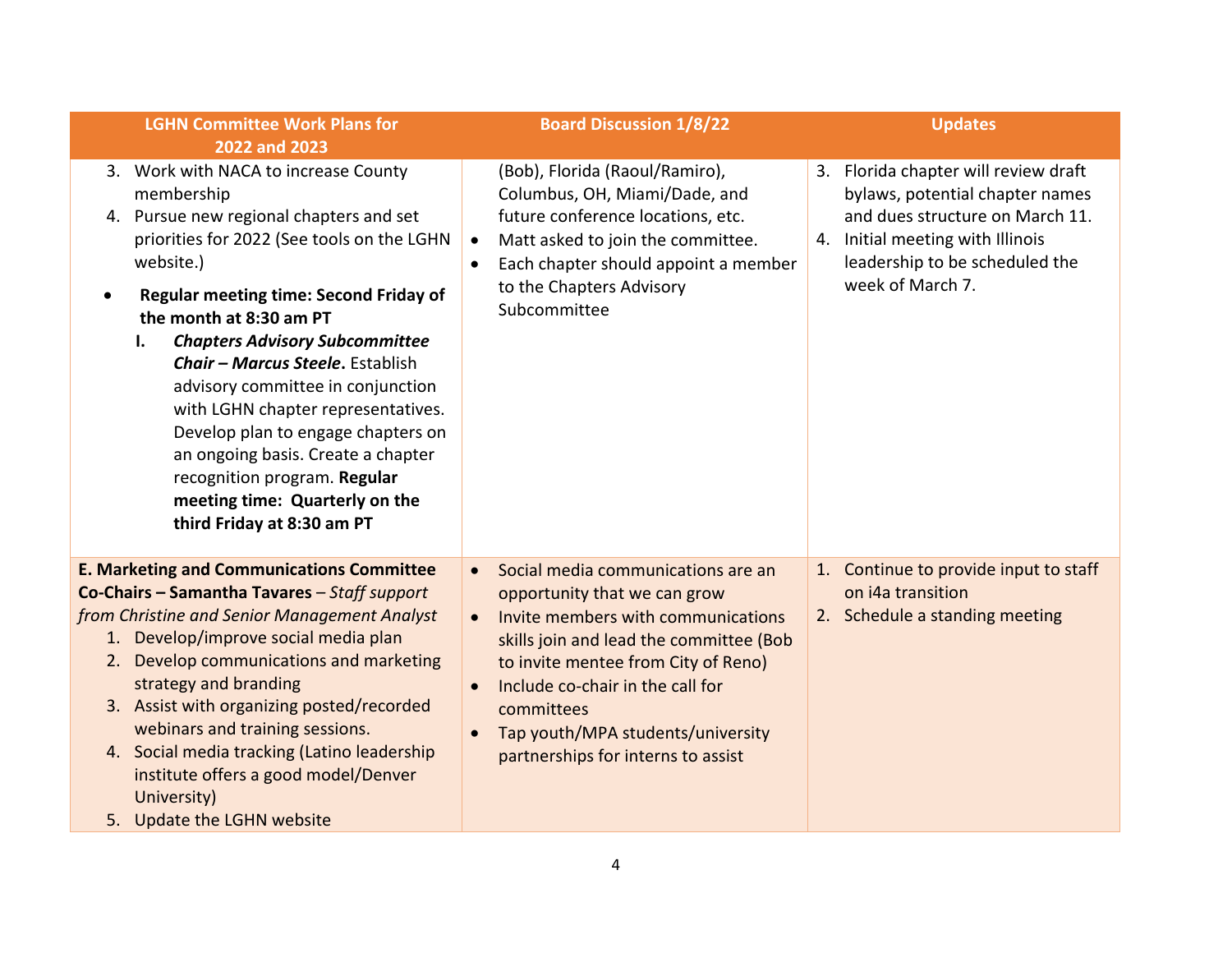| LGHN Committee Work Plans for 2022 and 2023 | Board Discussion 1/8/22 | Updates |
|---|---|---|
| 3. Work with NACA to increase County membership<br>4. Pursue new regional chapters and set priorities for 2022 (See tools on the LGHN website.)<br>• **Regular meeting time: Second Friday of the month at 8:30 am PT**<br>I. ***Chapters Advisory Subcommittee Chair – Marcus Steele*****.** Establish advisory committee in conjunction with LGHN chapter representatives. Develop plan to engage chapters on an ongoing basis. Create a chapter recognition program. **Regular meeting time: Quarterly on the third Friday at 8:30 am PT** | (Bob), Florida (Raoul/Ramiro), Columbus, OH, Miami/Dade, and future conference locations, etc.<br>• Matt asked to join the committee.<br>• Each chapter should appoint a member to the Chapters Advisory Subcommittee | 3. Florida chapter will review draft bylaws, potential chapter names and dues structure on March 11.<br>4. Initial meeting with Illinois leadership to be scheduled the week of March 7. |
| **E. Marketing and Communications Committee Co-Chairs – Samantha Tavares** – *Staff support from Christine and Senior Management Analyst*<br>1. Develop/improve social media plan<br>2. Develop communications and marketing strategy and branding<br>3. Assist with organizing posted/recorded webinars and training sessions.<br>4. Social media tracking (Latino leadership institute offers a good model/Denver University)<br>5. Update the LGHN website | • Social media communications are an opportunity that we can grow<br>• Invite members with communications skills join and lead the committee (Bob to invite mentee from City of Reno)<br>• Include co-chair in the call for committees<br>• Tap youth/MPA students/university partnerships for interns to assist | 1. Continue to provide input to staff on i4a transition<br>2. Schedule a standing meeting |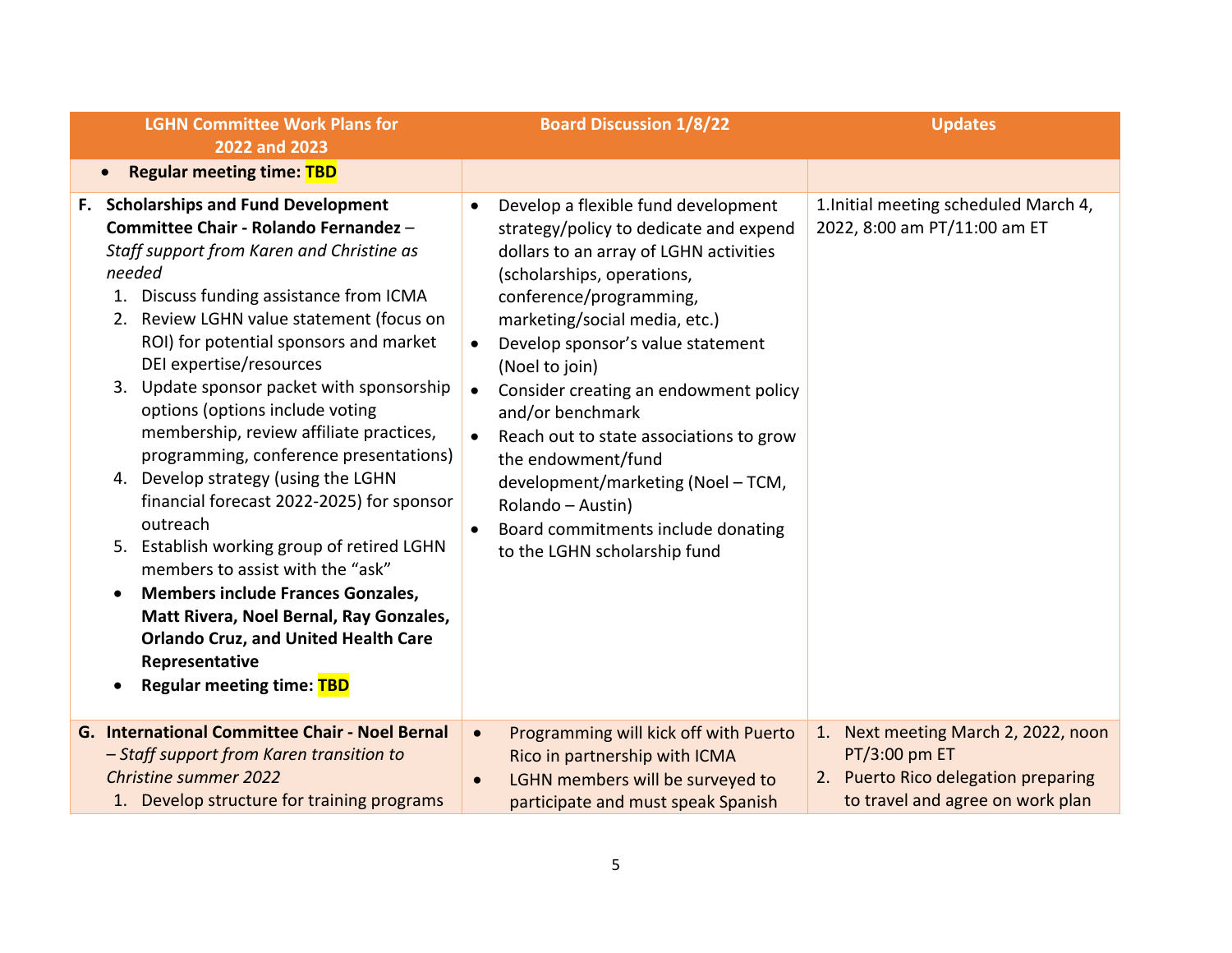| LGHN Committee Work Plans for 2022 and 2023 | Board Discussion 1/8/22 | Updates |
|---|---|---|
| • **Regular meeting time: TBD** | | |
| **F. Scholarships and Fund Development Committee Chair - Rolando Fernandez** – *Staff support from Karen and Christine as needed*<br>1. Discuss funding assistance from ICMA<br>2. Review LGHN value statement (focus on ROI) for potential sponsors and market DEI expertise/resources<br>3. Update sponsor packet with sponsorship options (options include voting membership, review affiliate practices, programming, conference presentations)<br>4. Develop strategy (using the LGHN financial forecast 2022-2025) for sponsor outreach<br>5. Establish working group of retired LGHN members to assist with the "ask"<br>• **Members include Frances Gonzales, Matt Rivera, Noel Bernal, Ray Gonzales, Orlando Cruz, and United Health Care Representative**<br>• **Regular meeting time: TBD** | • Develop a flexible fund development strategy/policy to dedicate and expend dollars to an array of LGHN activities (scholarships, operations, conference/programming, marketing/social media, etc.)<br>• Develop sponsor's value statement (Noel to join)<br>• Consider creating an endowment policy and/or benchmark<br>• Reach out to state associations to grow the endowment/fund development/marketing (Noel – TCM, Rolando – Austin)<br>• Board commitments include donating to the LGHN scholarship fund | 1.Initial meeting scheduled March 4, 2022, 8:00 am PT/11:00 am ET |
| **G. International Committee Chair - Noel Bernal** – *Staff support from Karen transition to Christine summer 2022*<br>1. Develop structure for training programs | • Programming will kick off with Puerto Rico in partnership with ICMA<br>• LGHN members will be surveyed to participate and must speak Spanish | 1. Next meeting March 2, 2022, noon PT/3:00 pm ET<br>2. Puerto Rico delegation preparing to travel and agree on work plan |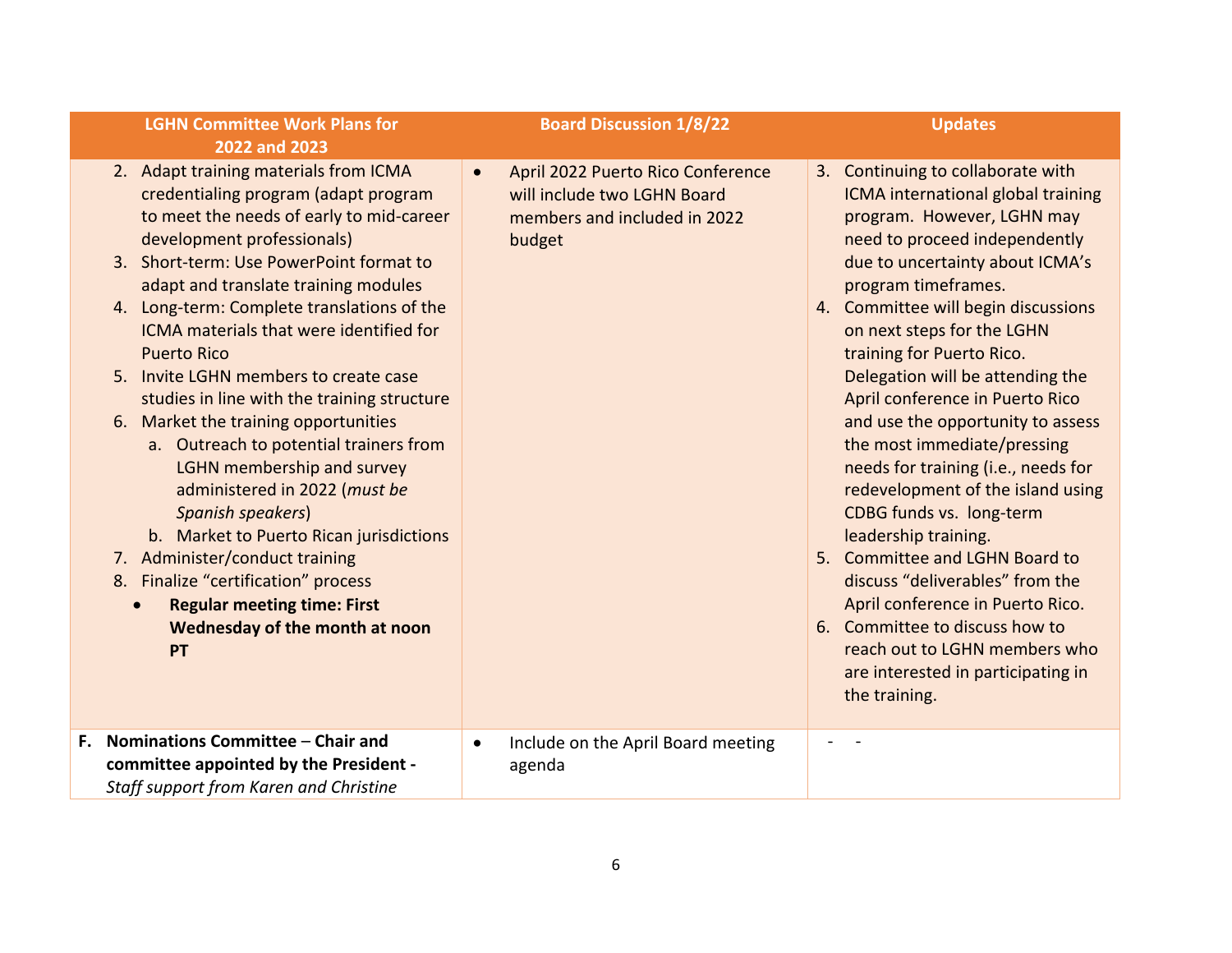| LGHN Committee Work Plans for 2022 and 2023 | Board Discussion 1/8/22 | Updates |
|---|---|---|
| 2. Adapt training materials from ICMA credentialing program (adapt program to meet the needs of early to mid-career development professionals)<br>3. Short-term: Use PowerPoint format to adapt and translate training modules<br>4. Long-term: Complete translations of the ICMA materials that were identified for Puerto Rico<br>5. Invite LGHN members to create case studies in line with the training structure<br>6. Market the training opportunities<br>&nbsp;&nbsp;&nbsp;a. Outreach to potential trainers from LGHN membership and survey administered in 2022 (*must be Spanish speakers*)<br>&nbsp;&nbsp;&nbsp;b. Market to Puerto Rican jurisdictions<br>7. Administer/conduct training<br>8. Finalize "certification" process<br>• **Regular meeting time: First Wednesday of the month at noon PT** | • April 2022 Puerto Rico Conference will include two LGHN Board members and included in 2022 budget | 3. Continuing to collaborate with ICMA international global training program. However, LGHN may need to proceed independently due to uncertainty about ICMA's program timeframes.<br>4. Committee will begin discussions on next steps for the LGHN training for Puerto Rico. Delegation will be attending the April conference in Puerto Rico and use the opportunity to assess the most immediate/pressing needs for training (i.e., needs for redevelopment of the island using CDBG funds vs. long-term leadership training.<br>5. Committee and LGHN Board to discuss "deliverables" from the April conference in Puerto Rico.<br>6. Committee to discuss how to reach out to LGHN members who are interested in participating in the training. |
| **F. Nominations Committee** – **Chair and committee appointed by the President -** *Staff support from Karen and Christine* | • Include on the April Board meeting agenda | - - |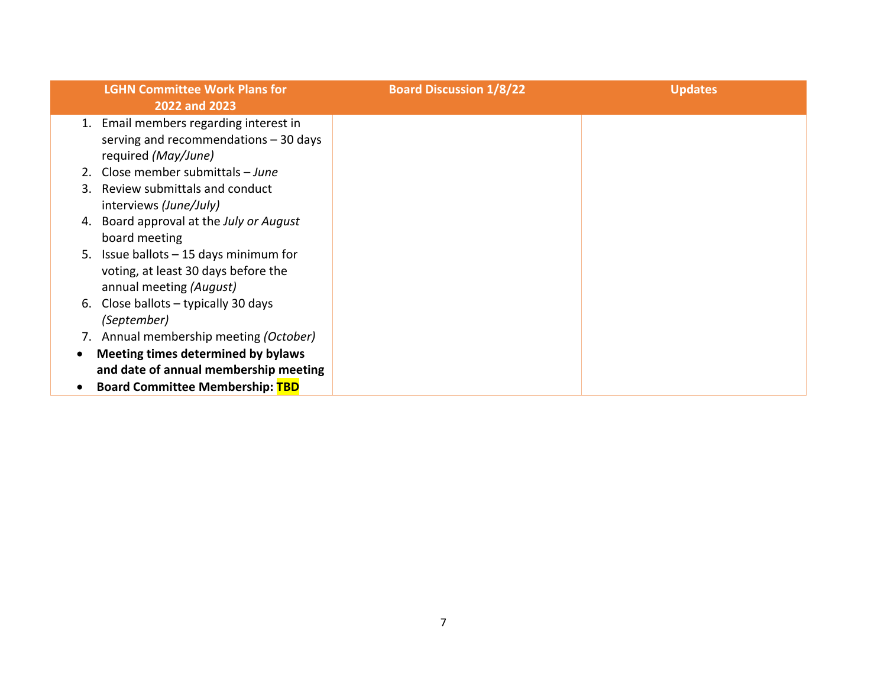| LGHN Committee Work Plans for 2022 and 2023 | Board Discussion 1/8/22 | Updates |
|---|---|---|
| 1. Email members regarding interest in serving and recommendations – 30 days required *(May/June)*<br>2. Close member submittals – *June*<br>3. Review submittals and conduct interviews *(June/July)*<br>4. Board approval at the *July or August* board meeting<br>5. Issue ballots – 15 days minimum for voting, at least 30 days before the annual meeting *(August)*<br>6. Close ballots – typically 30 days *(September)*<br>7. Annual membership meeting *(October)*<br>• **Meeting times determined by bylaws and date of annual membership meeting**<br>• **Board Committee Membership: TBD** | | |